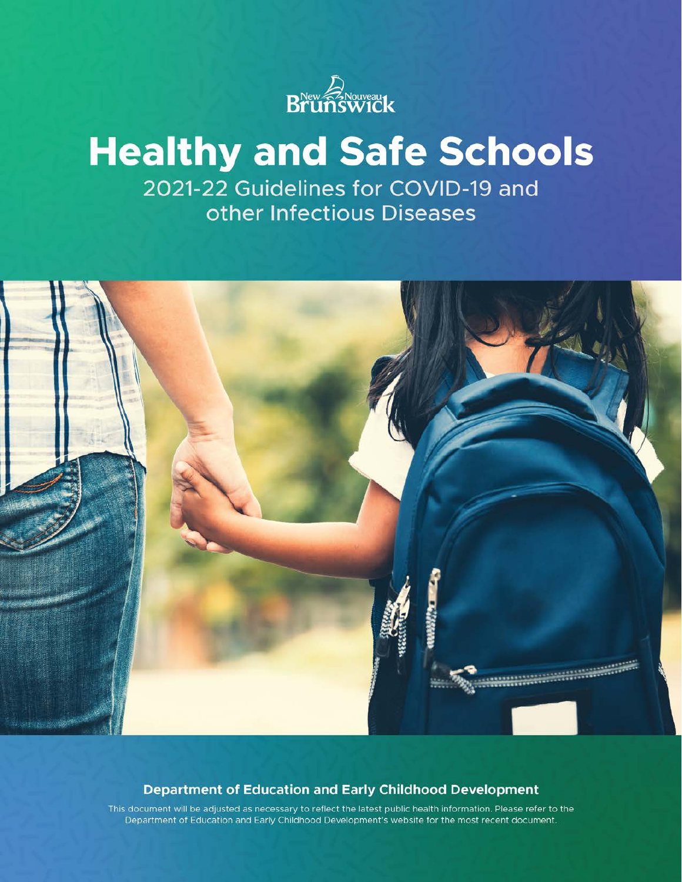New Brunswick Nouveau

# Healthy and Safe Schools

## 2021-22 Guidelines for COVID-19 and other Infectious Diseases

**Department of Education and Early Childhood Development**

This document will be adjusted as necessary to reflect the latest public health information. Please refer to the Department of Education and Early Childhood Development's website for the most recent document.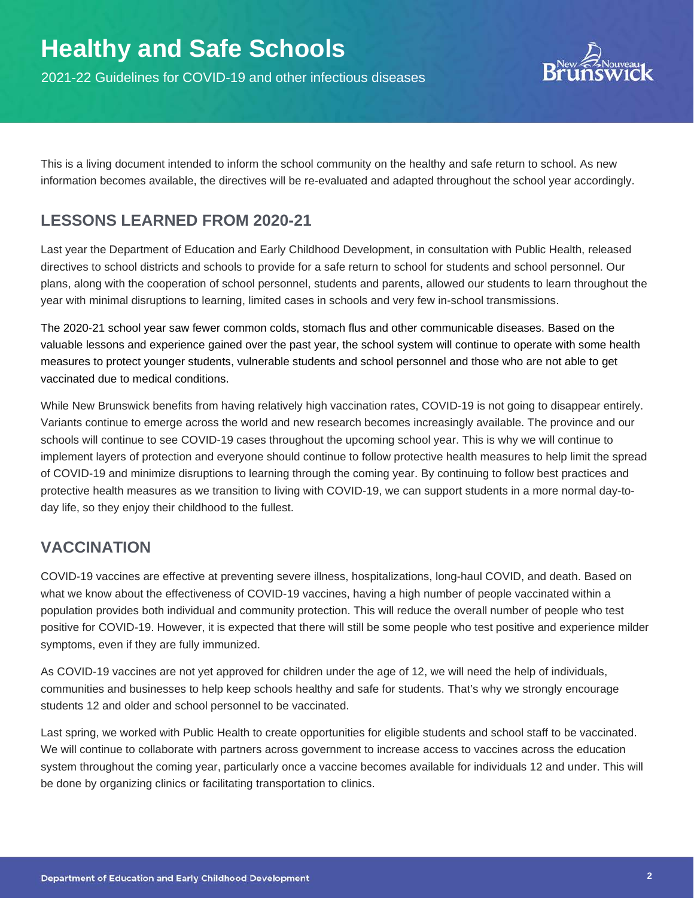# Healthy and Safe Schools

2021-22 Guidelines for COVID-19 and other infectious diseases

This is a living document intended to inform the school community on the healthy and safe return to school. As new information becomes available, the directives will be re-evaluated and adapted throughout the school year accordingly.

## LESSONS LEARNED FROM 2020-21

Last year the Department of Education and Early Childhood Development, in consultation with Public Health, released directives to school districts and schools to provide for a safe return to school for students and school personnel. Our plans, along with the cooperation of school personnel, students and parents, allowed our students to learn throughout the year with minimal disruptions to learning, limited cases in schools and very few in-school transmissions.

The 2020-21 school year saw fewer common colds, stomach flus and other communicable diseases. Based on the valuable lessons and experience gained over the past year, the school system will continue to operate with some health measures to protect younger students, vulnerable students and school personnel and those who are not able to get vaccinated due to medical conditions.

While New Brunswick benefits from having relatively high vaccination rates, COVID-19 is not going to disappear entirely. Variants continue to emerge across the world and new research becomes increasingly available. The province and our schools will continue to see COVID-19 cases throughout the upcoming school year. This is why we will continue to implement layers of protection and everyone should continue to follow protective health measures to help limit the spread of COVID-19 and minimize disruptions to learning through the coming year. By continuing to follow best practices and protective health measures as we transition to living with COVID-19, we can support students in a more normal day-to-day life, so they enjoy their childhood to the fullest.

## VACCINATION

COVID-19 vaccines are effective at preventing severe illness, hospitalizations, long-haul COVID, and death. Based on what we know about the effectiveness of COVID-19 vaccines, having a high number of people vaccinated within a population provides both individual and community protection. This will reduce the overall number of people who test positive for COVID-19. However, it is expected that there will still be some people who test positive and experience milder symptoms, even if they are fully immunized.

As COVID-19 vaccines are not yet approved for children under the age of 12, we will need the help of individuals, communities and businesses to help keep schools healthy and safe for students. That's why we strongly encourage students 12 and older and school personnel to be vaccinated.

Last spring, we worked with Public Health to create opportunities for eligible students and school staff to be vaccinated. We will continue to collaborate with partners across government to increase access to vaccines across the education system throughout the coming year, particularly once a vaccine becomes available for individuals 12 and under. This will be done by organizing clinics or facilitating transportation to clinics.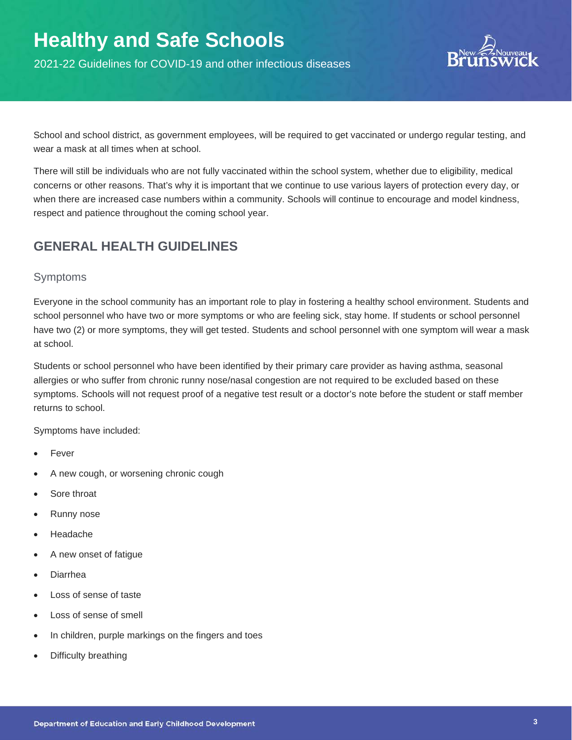School and school district, as government employees, will be required to get vaccinated or undergo regular testing, and wear a mask at all times when at school.

There will still be individuals who are not fully vaccinated within the school system, whether due to eligibility, medical concerns or other reasons. That's why it is important that we continue to use various layers of protection every day, or when there are increased case numbers within a community. Schools will continue to encourage and model kindness, respect and patience throughout the coming school year.

## GENERAL HEALTH GUIDELINES

### Symptoms

Everyone in the school community has an important role to play in fostering a healthy school environment. Students and school personnel who have two or more symptoms or who are feeling sick, stay home. If students or school personnel have two (2) or more symptoms, they will get tested. Students and school personnel with one symptom will wear a mask at school.

Students or school personnel who have been identified by their primary care provider as having asthma, seasonal allergies or who suffer from chronic runny nose/nasal congestion are not required to be excluded based on these symptoms. Schools will not request proof of a negative test result or a doctor's note before the student or staff member returns to school.

Symptoms have included:

- Fever
- A new cough, or worsening chronic cough
- Sore throat
- Runny nose
- Headache
- A new onset of fatigue
- Diarrhea
- Loss of sense of taste
- Loss of sense of smell
- In children, purple markings on the fingers and toes
- Difficulty breathing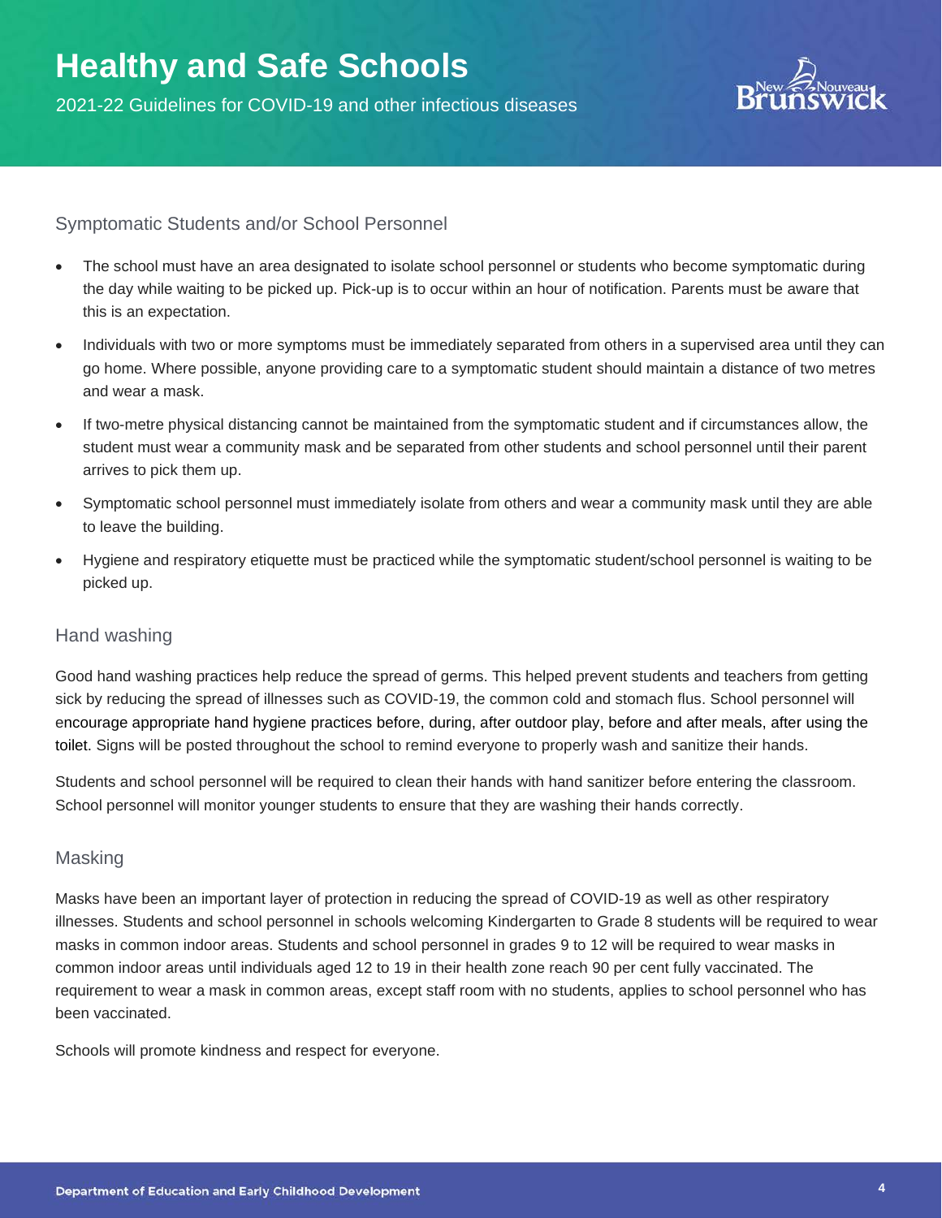## Symptomatic Students and/or School Personnel

- The school must have an area designated to isolate school personnel or students who become symptomatic during the day while waiting to be picked up. Pick-up is to occur within an hour of notification. Parents must be aware that this is an expectation.
- Individuals with two or more symptoms must be immediately separated from others in a supervised area until they can go home. Where possible, anyone providing care to a symptomatic student should maintain a distance of two metres and wear a mask.
- If two-metre physical distancing cannot be maintained from the symptomatic student and if circumstances allow, the student must wear a community mask and be separated from other students and school personnel until their parent arrives to pick them up.
- Symptomatic school personnel must immediately isolate from others and wear a community mask until they are able to leave the building.
- Hygiene and respiratory etiquette must be practiced while the symptomatic student/school personnel is waiting to be picked up.

## Hand washing

Good hand washing practices help reduce the spread of germs. This helped prevent students and teachers from getting sick by reducing the spread of illnesses such as COVID-19, the common cold and stomach flus. School personnel will encourage appropriate hand hygiene practices before, during, after outdoor play, before and after meals, after using the toilet. Signs will be posted throughout the school to remind everyone to properly wash and sanitize their hands.

Students and school personnel will be required to clean their hands with hand sanitizer before entering the classroom. School personnel will monitor younger students to ensure that they are washing their hands correctly.

## Masking

Masks have been an important layer of protection in reducing the spread of COVID-19 as well as other respiratory illnesses. Students and school personnel in schools welcoming Kindergarten to Grade 8 students will be required to wear masks in common indoor areas. Students and school personnel in grades 9 to 12 will be required to wear masks in common indoor areas until individuals aged 12 to 19 in their health zone reach 90 per cent fully vaccinated. The requirement to wear a mask in common areas, except staff room with no students, applies to school personnel who has been vaccinated.

Schools will promote kindness and respect for everyone.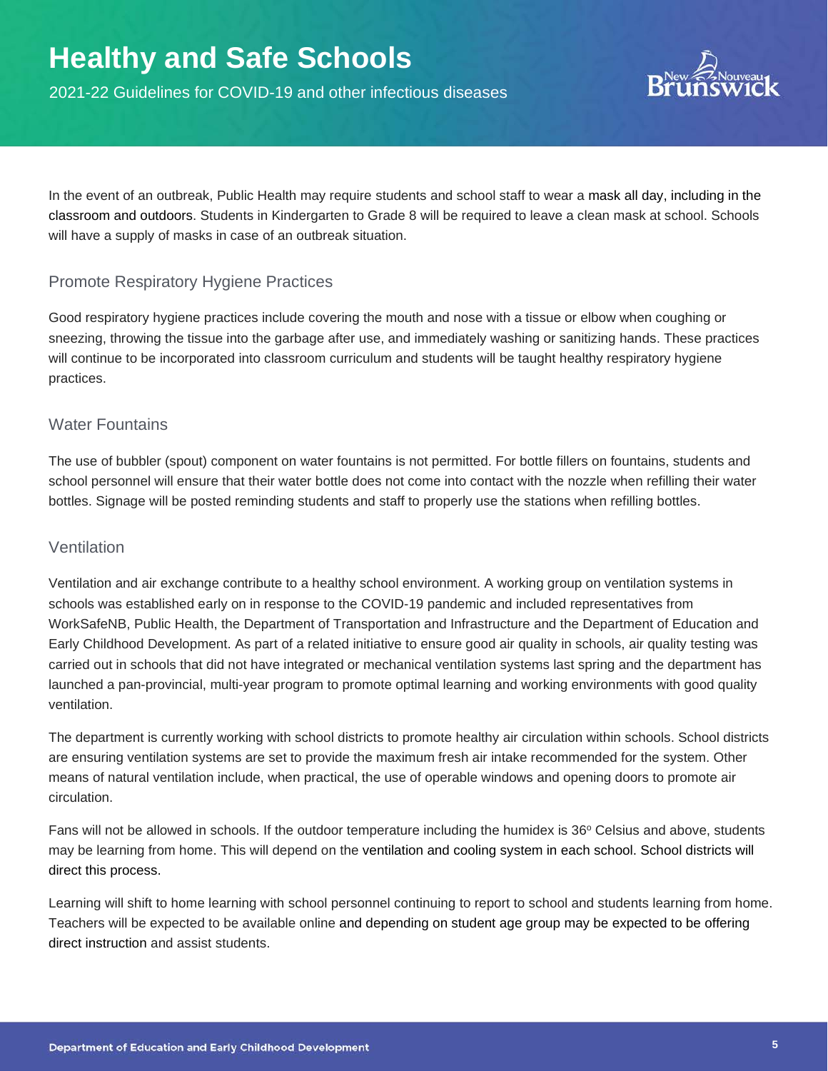In the event of an outbreak, Public Health may require students and school staff to wear a mask all day, including in the classroom and outdoors. Students in Kindergarten to Grade 8 will be required to leave a clean mask at school. Schools will have a supply of masks in case of an outbreak situation.

## Promote Respiratory Hygiene Practices

Good respiratory hygiene practices include covering the mouth and nose with a tissue or elbow when coughing or sneezing, throwing the tissue into the garbage after use, and immediately washing or sanitizing hands. These practices will continue to be incorporated into classroom curriculum and students will be taught healthy respiratory hygiene practices.

## Water Fountains

The use of bubbler (spout) component on water fountains is not permitted. For bottle fillers on fountains, students and school personnel will ensure that their water bottle does not come into contact with the nozzle when refilling their water bottles. Signage will be posted reminding students and staff to properly use the stations when refilling bottles.

## Ventilation

Ventilation and air exchange contribute to a healthy school environment. A working group on ventilation systems in schools was established early on in response to the COVID-19 pandemic and included representatives from WorkSafeNB, Public Health, the Department of Transportation and Infrastructure and the Department of Education and Early Childhood Development. As part of a related initiative to ensure good air quality in schools, air quality testing was carried out in schools that did not have integrated or mechanical ventilation systems last spring and the department has launched a pan-provincial, multi-year program to promote optimal learning and working environments with good quality ventilation.

The department is currently working with school districts to promote healthy air circulation within schools. School districts are ensuring ventilation systems are set to provide the maximum fresh air intake recommended for the system. Other means of natural ventilation include, when practical, the use of operable windows and opening doors to promote air circulation.

Fans will not be allowed in schools. If the outdoor temperature including the humidex is 36º Celsius and above, students may be learning from home. This will depend on the ventilation and cooling system in each school. School districts will direct this process.

Learning will shift to home learning with school personnel continuing to report to school and students learning from home. Teachers will be expected to be available online and depending on student age group may be expected to be offering direct instruction and assist students.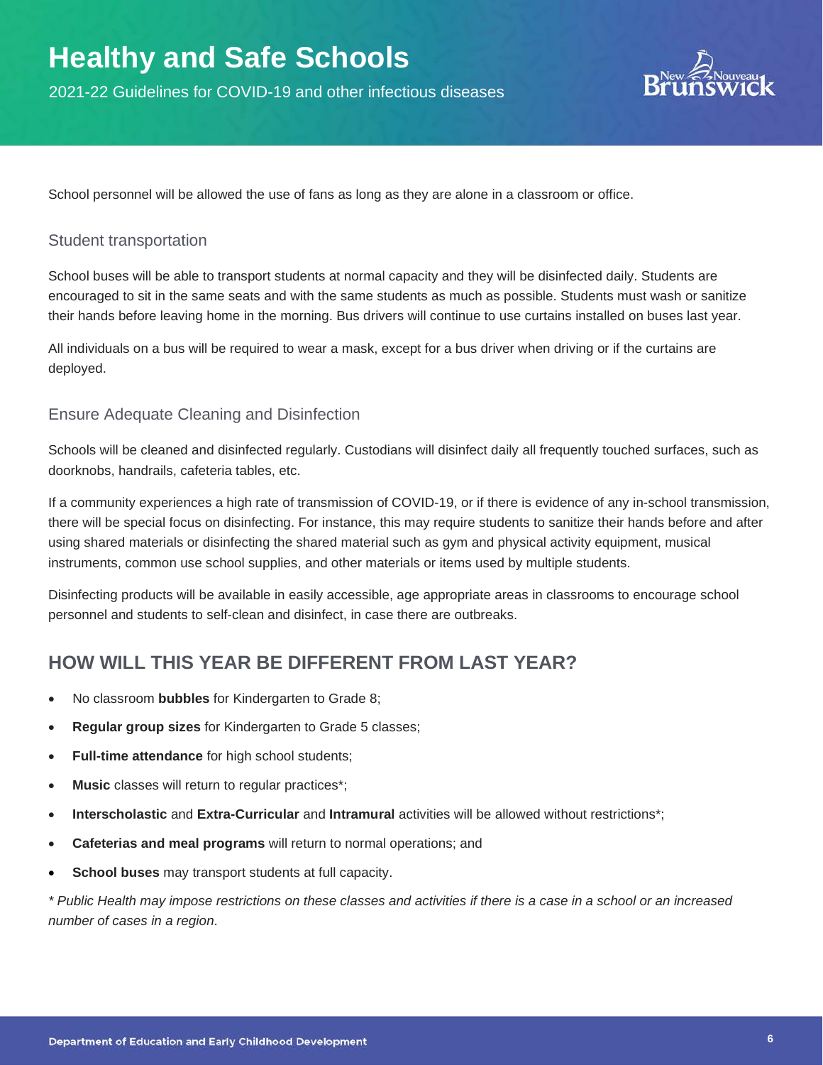School personnel will be allowed the use of fans as long as they are alone in a classroom or office.

### Student transportation

School buses will be able to transport students at normal capacity and they will be disinfected daily. Students are encouraged to sit in the same seats and with the same students as much as possible. Students must wash or sanitize their hands before leaving home in the morning. Bus drivers will continue to use curtains installed on buses last year.

All individuals on a bus will be required to wear a mask, except for a bus driver when driving or if the curtains are deployed.

### Ensure Adequate Cleaning and Disinfection

Schools will be cleaned and disinfected regularly. Custodians will disinfect daily all frequently touched surfaces, such as doorknobs, handrails, cafeteria tables, etc.

If a community experiences a high rate of transmission of COVID-19, or if there is evidence of any in-school transmission, there will be special focus on disinfecting. For instance, this may require students to sanitize their hands before and after using shared materials or disinfecting the shared material such as gym and physical activity equipment, musical instruments, common use school supplies, and other materials or items used by multiple students.

Disinfecting products will be available in easily accessible, age appropriate areas in classrooms to encourage school personnel and students to self-clean and disinfect, in case there are outbreaks.

## HOW WILL THIS YEAR BE DIFFERENT FROM LAST YEAR?

- No classroom **bubbles** for Kindergarten to Grade 8;
- **Regular group sizes** for Kindergarten to Grade 5 classes;
- **Full-time attendance** for high school students;
- **Music** classes will return to regular practices*;
- **Interscholastic** and **Extra-Curricular** and **Intramural** activities will be allowed without restrictions*;
- **Cafeterias and meal programs** will return to normal operations; and
- **School buses** may transport students at full capacity.

*\* Public Health may impose restrictions on these classes and activities if there is a case in a school or an increased number of cases in a region.*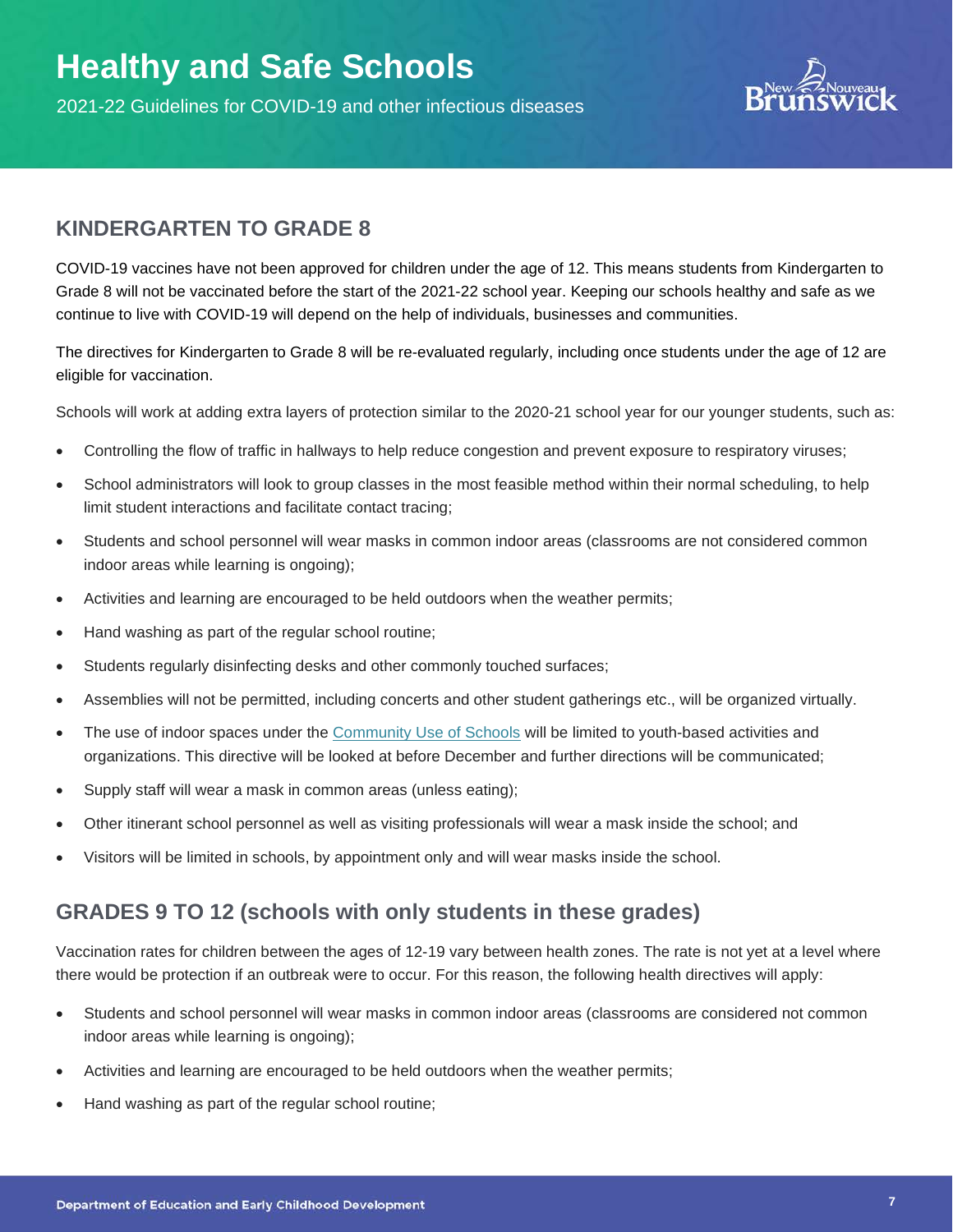## KINDERGARTEN TO GRADE 8

COVID-19 vaccines have not been approved for children under the age of 12. This means students from Kindergarten to Grade 8 will not be vaccinated before the start of the 2021-22 school year. Keeping our schools healthy and safe as we continue to live with COVID-19 will depend on the help of individuals, businesses and communities.

The directives for Kindergarten to Grade 8 will be re-evaluated regularly, including once students under the age of 12 are eligible for vaccination.

Schools will work at adding extra layers of protection similar to the 2020-21 school year for our younger students, such as:

- Controlling the flow of traffic in hallways to help reduce congestion and prevent exposure to respiratory viruses;
- School administrators will look to group classes in the most feasible method within their normal scheduling, to help limit student interactions and facilitate contact tracing;
- Students and school personnel will wear masks in common indoor areas (classrooms are not considered common indoor areas while learning is ongoing);
- Activities and learning are encouraged to be held outdoors when the weather permits;
- Hand washing as part of the regular school routine;
- Students regularly disinfecting desks and other commonly touched surfaces;
- Assemblies will not be permitted, including concerts and other student gatherings etc., will be organized virtually.
- The use of indoor spaces under the Community Use of Schools will be limited to youth-based activities and organizations. This directive will be looked at before December and further directions will be communicated;
- Supply staff will wear a mask in common areas (unless eating);
- Other itinerant school personnel as well as visiting professionals will wear a mask inside the school; and
- Visitors will be limited in schools, by appointment only and will wear masks inside the school.

## GRADES 9 TO 12 (schools with only students in these grades)

Vaccination rates for children between the ages of 12-19 vary between health zones. The rate is not yet at a level where there would be protection if an outbreak were to occur. For this reason, the following health directives will apply:

- Students and school personnel will wear masks in common indoor areas (classrooms are considered not common indoor areas while learning is ongoing);
- Activities and learning are encouraged to be held outdoors when the weather permits;
- Hand washing as part of the regular school routine;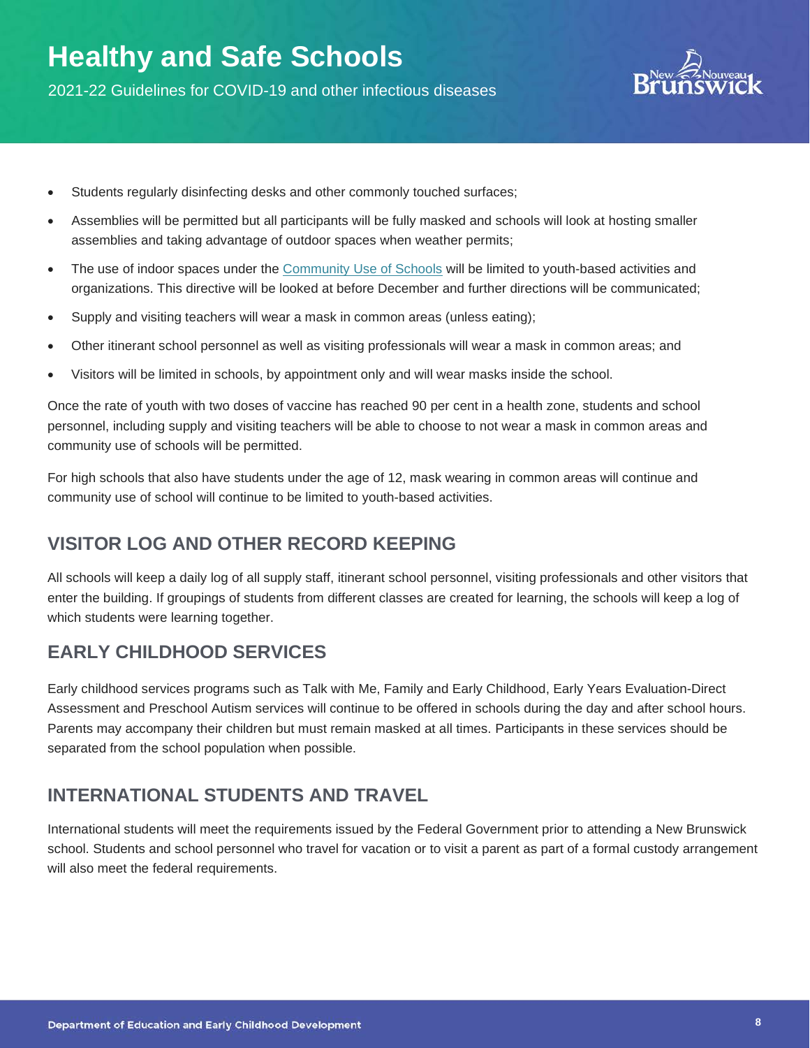- Students regularly disinfecting desks and other commonly touched surfaces;
- Assemblies will be permitted but all participants will be fully masked and schools will look at hosting smaller assemblies and taking advantage of outdoor spaces when weather permits;
- The use of indoor spaces under the Community Use of Schools will be limited to youth-based activities and organizations. This directive will be looked at before December and further directions will be communicated;
- Supply and visiting teachers will wear a mask in common areas (unless eating);
- Other itinerant school personnel as well as visiting professionals will wear a mask in common areas; and
- Visitors will be limited in schools, by appointment only and will wear masks inside the school.

Once the rate of youth with two doses of vaccine has reached 90 per cent in a health zone, students and school personnel, including supply and visiting teachers will be able to choose to not wear a mask in common areas and community use of schools will be permitted.

For high schools that also have students under the age of 12, mask wearing in common areas will continue and community use of school will continue to be limited to youth-based activities.

## VISITOR LOG AND OTHER RECORD KEEPING

All schools will keep a daily log of all supply staff, itinerant school personnel, visiting professionals and other visitors that enter the building. If groupings of students from different classes are created for learning, the schools will keep a log of which students were learning together.

## EARLY CHILDHOOD SERVICES

Early childhood services programs such as Talk with Me, Family and Early Childhood, Early Years Evaluation-Direct Assessment and Preschool Autism services will continue to be offered in schools during the day and after school hours. Parents may accompany their children but must remain masked at all times. Participants in these services should be separated from the school population when possible.

## INTERNATIONAL STUDENTS AND TRAVEL

International students will meet the requirements issued by the Federal Government prior to attending a New Brunswick school. Students and school personnel who travel for vacation or to visit a parent as part of a formal custody arrangement will also meet the federal requirements.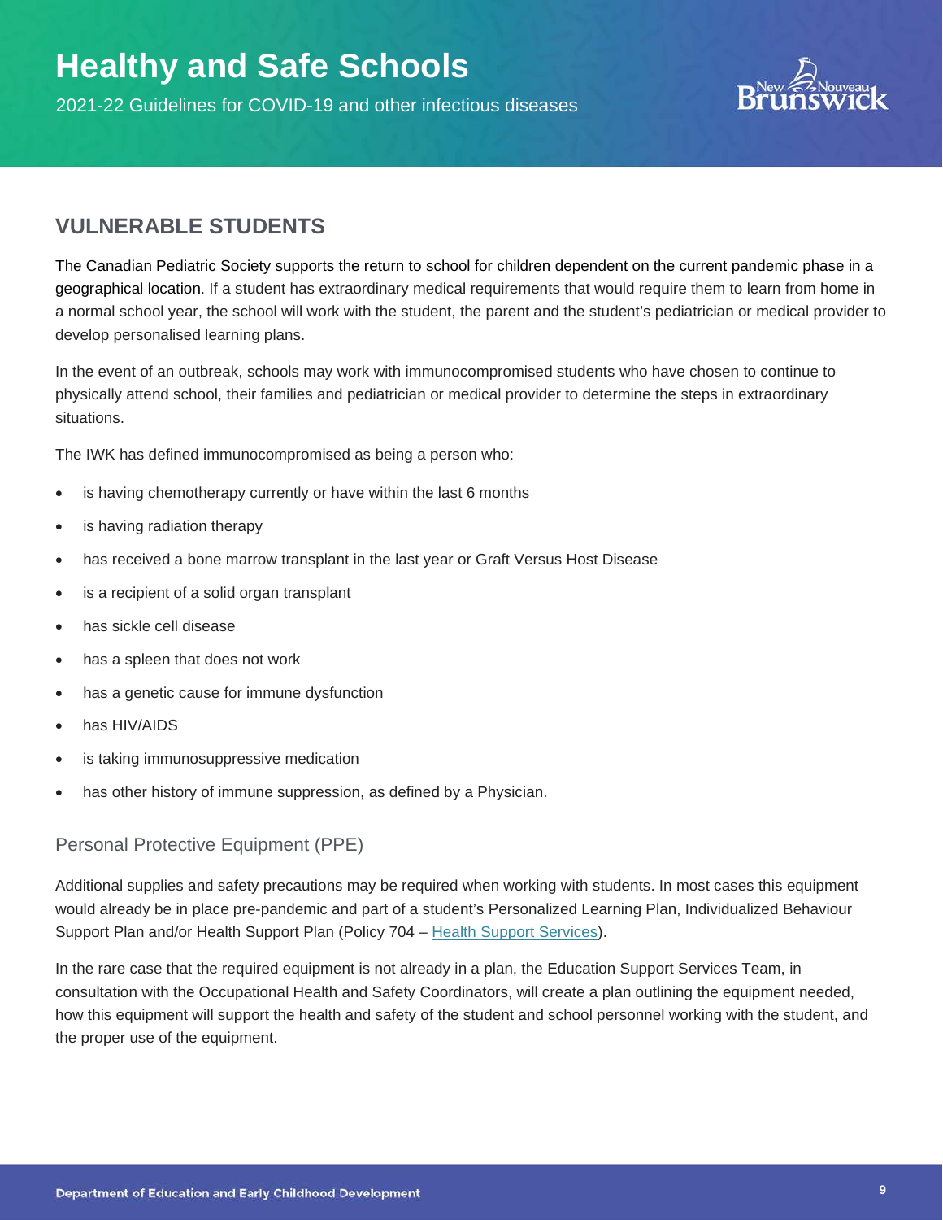## VULNERABLE STUDENTS

The Canadian Pediatric Society supports the return to school for children dependent on the current pandemic phase in a geographical location. If a student has extraordinary medical requirements that would require them to learn from home in a normal school year, the school will work with the student, the parent and the student's pediatrician or medical provider to develop personalised learning plans.

In the event of an outbreak, schools may work with immunocompromised students who have chosen to continue to physically attend school, their families and pediatrician or medical provider to determine the steps in extraordinary situations.

The IWK has defined immunocompromised as being a person who:

- is having chemotherapy currently or have within the last 6 months
- is having radiation therapy
- has received a bone marrow transplant in the last year or Graft Versus Host Disease
- is a recipient of a solid organ transplant
- has sickle cell disease
- has a spleen that does not work
- has a genetic cause for immune dysfunction
- has HIV/AIDS
- is taking immunosuppressive medication
- has other history of immune suppression, as defined by a Physician.

### Personal Protective Equipment (PPE)

Additional supplies and safety precautions may be required when working with students. In most cases this equipment would already be in place pre-pandemic and part of a student's Personalized Learning Plan, Individualized Behaviour Support Plan and/or Health Support Plan (Policy 704 – Health Support Services).

In the rare case that the required equipment is not already in a plan, the Education Support Services Team, in consultation with the Occupational Health and Safety Coordinators, will create a plan outlining the equipment needed, how this equipment will support the health and safety of the student and school personnel working with the student, and the proper use of the equipment.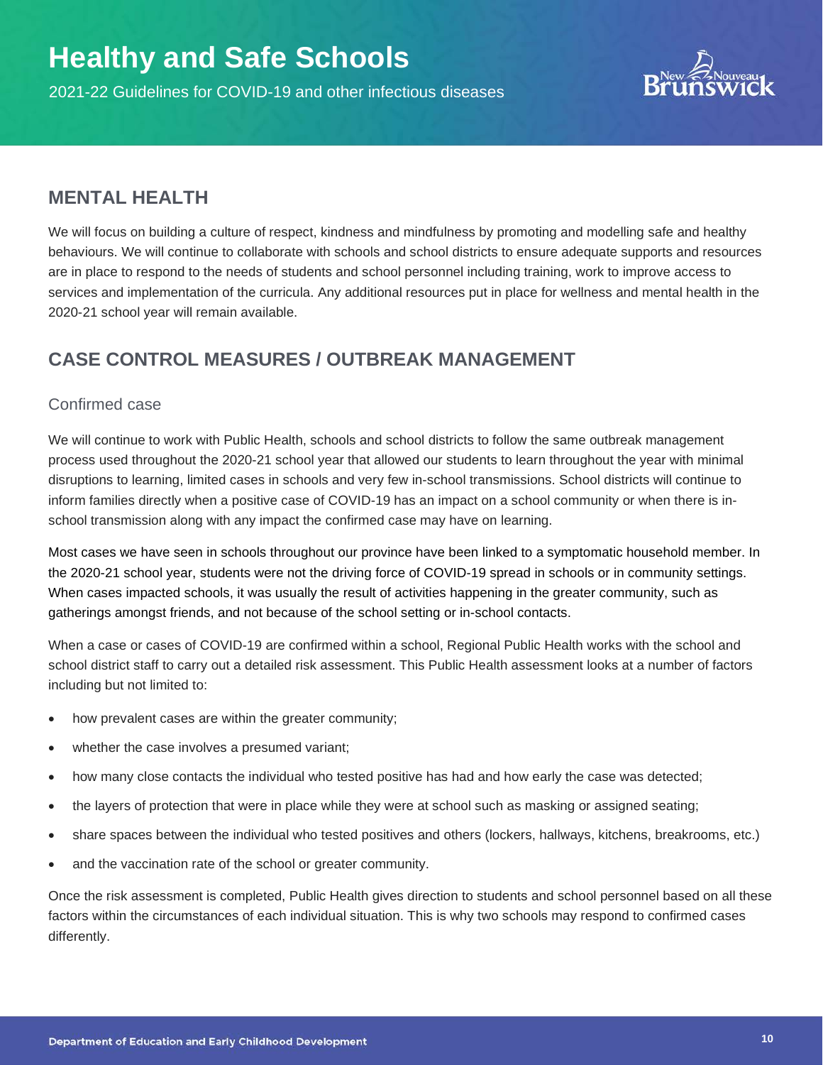## MENTAL HEALTH

We will focus on building a culture of respect, kindness and mindfulness by promoting and modelling safe and healthy behaviours. We will continue to collaborate with schools and school districts to ensure adequate supports and resources are in place to respond to the needs of students and school personnel including training, work to improve access to services and implementation of the curricula. Any additional resources put in place for wellness and mental health in the 2020-21 school year will remain available.

## CASE CONTROL MEASURES / OUTBREAK MANAGEMENT

### Confirmed case

We will continue to work with Public Health, schools and school districts to follow the same outbreak management process used throughout the 2020-21 school year that allowed our students to learn throughout the year with minimal disruptions to learning, limited cases in schools and very few in-school transmissions. School districts will continue to inform families directly when a positive case of COVID-19 has an impact on a school community or when there is in-school transmission along with any impact the confirmed case may have on learning.

Most cases we have seen in schools throughout our province have been linked to a symptomatic household member. In the 2020-21 school year, students were not the driving force of COVID-19 spread in schools or in community settings. When cases impacted schools, it was usually the result of activities happening in the greater community, such as gatherings amongst friends, and not because of the school setting or in-school contacts.

When a case or cases of COVID-19 are confirmed within a school, Regional Public Health works with the school and school district staff to carry out a detailed risk assessment. This Public Health assessment looks at a number of factors including but not limited to:

- how prevalent cases are within the greater community;
- whether the case involves a presumed variant;
- how many close contacts the individual who tested positive has had and how early the case was detected;
- the layers of protection that were in place while they were at school such as masking or assigned seating;
- share spaces between the individual who tested positives and others (lockers, hallways, kitchens, breakrooms, etc.)
- and the vaccination rate of the school or greater community.

Once the risk assessment is completed, Public Health gives direction to students and school personnel based on all these factors within the circumstances of each individual situation. This is why two schools may respond to confirmed cases differently.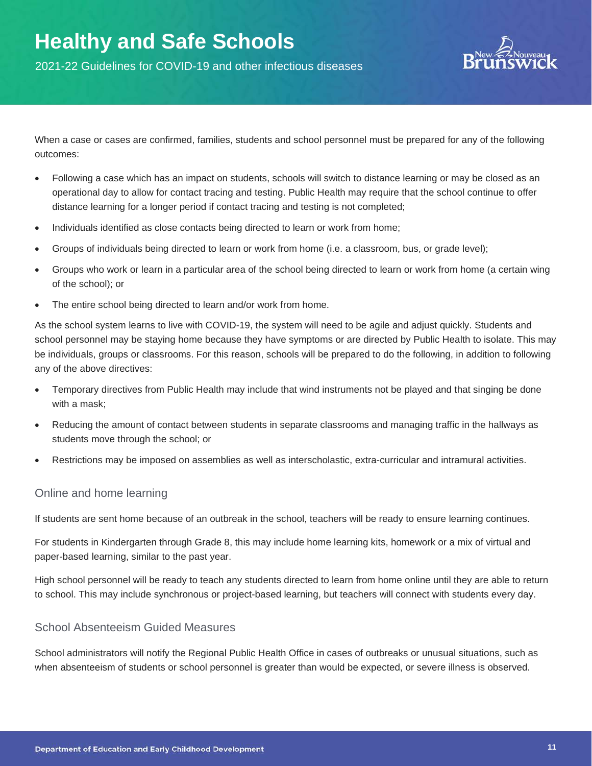When a case or cases are confirmed, families, students and school personnel must be prepared for any of the following outcomes:

- Following a case which has an impact on students, schools will switch to distance learning or may be closed as an operational day to allow for contact tracing and testing. Public Health may require that the school continue to offer distance learning for a longer period if contact tracing and testing is not completed;
- Individuals identified as close contacts being directed to learn or work from home;
- Groups of individuals being directed to learn or work from home (i.e. a classroom, bus, or grade level);
- Groups who work or learn in a particular area of the school being directed to learn or work from home (a certain wing of the school); or
- The entire school being directed to learn and/or work from home.

As the school system learns to live with COVID-19, the system will need to be agile and adjust quickly. Students and school personnel may be staying home because they have symptoms or are directed by Public Health to isolate. This may be individuals, groups or classrooms. For this reason, schools will be prepared to do the following, in addition to following any of the above directives:

- Temporary directives from Public Health may include that wind instruments not be played and that singing be done with a mask;
- Reducing the amount of contact between students in separate classrooms and managing traffic in the hallways as students move through the school; or
- Restrictions may be imposed on assemblies as well as interscholastic, extra-curricular and intramural activities.

## Online and home learning

If students are sent home because of an outbreak in the school, teachers will be ready to ensure learning continues.

For students in Kindergarten through Grade 8, this may include home learning kits, homework or a mix of virtual and paper-based learning, similar to the past year.

High school personnel will be ready to teach any students directed to learn from home online until they are able to return to school. This may include synchronous or project-based learning, but teachers will connect with students every day.

## School Absenteeism Guided Measures

School administrators will notify the Regional Public Health Office in cases of outbreaks or unusual situations, such as when absenteeism of students or school personnel is greater than would be expected, or severe illness is observed.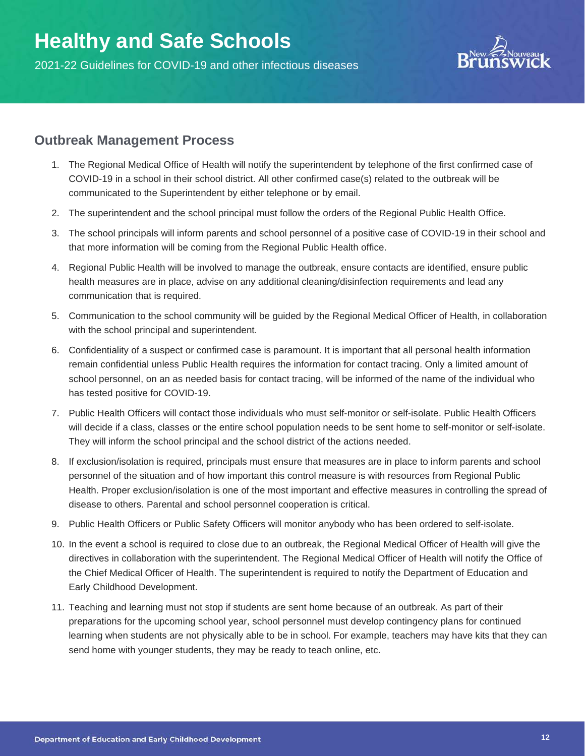## Outbreak Management Process

1. The Regional Medical Office of Health will notify the superintendent by telephone of the first confirmed case of COVID-19 in a school in their school district. All other confirmed case(s) related to the outbreak will be communicated to the Superintendent by either telephone or by email.
2. The superintendent and the school principal must follow the orders of the Regional Public Health Office.
3. The school principals will inform parents and school personnel of a positive case of COVID-19 in their school and that more information will be coming from the Regional Public Health office.
4. Regional Public Health will be involved to manage the outbreak, ensure contacts are identified, ensure public health measures are in place, advise on any additional cleaning/disinfection requirements and lead any communication that is required.
5. Communication to the school community will be guided by the Regional Medical Officer of Health, in collaboration with the school principal and superintendent.
6. Confidentiality of a suspect or confirmed case is paramount. It is important that all personal health information remain confidential unless Public Health requires the information for contact tracing. Only a limited amount of school personnel, on an as needed basis for contact tracing, will be informed of the name of the individual who has tested positive for COVID-19.
7. Public Health Officers will contact those individuals who must self-monitor or self-isolate. Public Health Officers will decide if a class, classes or the entire school population needs to be sent home to self-monitor or self-isolate. They will inform the school principal and the school district of the actions needed.
8. If exclusion/isolation is required, principals must ensure that measures are in place to inform parents and school personnel of the situation and of how important this control measure is with resources from Regional Public Health. Proper exclusion/isolation is one of the most important and effective measures in controlling the spread of disease to others. Parental and school personnel cooperation is critical.
9. Public Health Officers or Public Safety Officers will monitor anybody who has been ordered to self-isolate.
10. In the event a school is required to close due to an outbreak, the Regional Medical Officer of Health will give the directives in collaboration with the superintendent. The Regional Medical Officer of Health will notify the Office of the Chief Medical Officer of Health. The superintendent is required to notify the Department of Education and Early Childhood Development.
11. Teaching and learning must not stop if students are sent home because of an outbreak. As part of their preparations for the upcoming school year, school personnel must develop contingency plans for continued learning when students are not physically able to be in school. For example, teachers may have kits that they can send home with younger students, they may be ready to teach online, etc.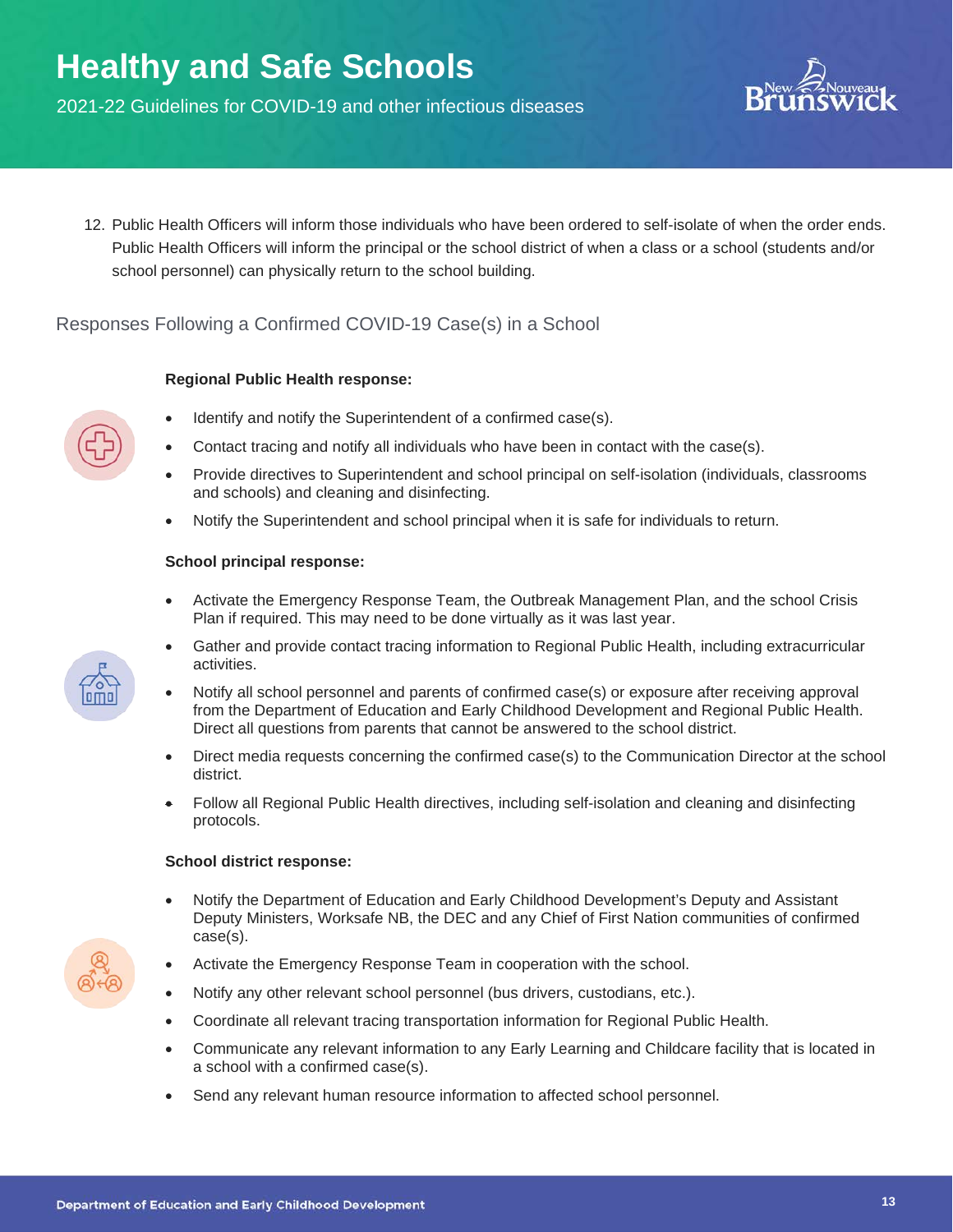12. Public Health Officers will inform those individuals who have been ordered to self-isolate of when the order ends. Public Health Officers will inform the principal or the school district of when a class or a school (students and/or school personnel) can physically return to the school building.

## Responses Following a Confirmed COVID-19 Case(s) in a School

**Regional Public Health response:**

- Identify and notify the Superintendent of a confirmed case(s).
- Contact tracing and notify all individuals who have been in contact with the case(s).
- Provide directives to Superintendent and school principal on self-isolation (individuals, classrooms and schools) and cleaning and disinfecting.
- Notify the Superintendent and school principal when it is safe for individuals to return.

**School principal response:**

- Activate the Emergency Response Team, the Outbreak Management Plan, and the school Crisis Plan if required. This may need to be done virtually as it was last year.
- Gather and provide contact tracing information to Regional Public Health, including extracurricular activities.
- Notify all school personnel and parents of confirmed case(s) or exposure after receiving approval from the Department of Education and Early Childhood Development and Regional Public Health. Direct all questions from parents that cannot be answered to the school district.
- Direct media requests concerning the confirmed case(s) to the Communication Director at the school district.
- Follow all Regional Public Health directives, including self-isolation and cleaning and disinfecting protocols.

**School district response:**

- Notify the Department of Education and Early Childhood Development's Deputy and Assistant Deputy Ministers, Worksafe NB, the DEC and any Chief of First Nation communities of confirmed case(s).
- Activate the Emergency Response Team in cooperation with the school.
- Notify any other relevant school personnel (bus drivers, custodians, etc.).
- Coordinate all relevant tracing transportation information for Regional Public Health.
- Communicate any relevant information to any Early Learning and Childcare facility that is located in a school with a confirmed case(s).
- Send any relevant human resource information to affected school personnel.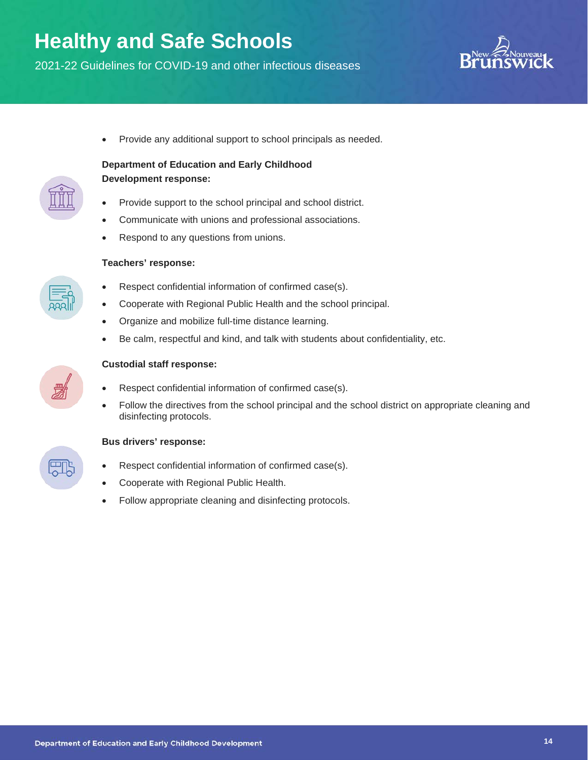- Provide any additional support to school principals as needed.

**Department of Education and Early Childhood Development response:**

- Provide support to the school principal and school district.
- Communicate with unions and professional associations.
- Respond to any questions from unions.

**Teachers' response:**

- Respect confidential information of confirmed case(s).
- Cooperate with Regional Public Health and the school principal.
- Organize and mobilize full-time distance learning.
- Be calm, respectful and kind, and talk with students about confidentiality, etc.

**Custodial staff response:**

- Respect confidential information of confirmed case(s).
- Follow the directives from the school principal and the school district on appropriate cleaning and disinfecting protocols.

**Bus drivers' response:**

- Respect confidential information of confirmed case(s).
- Cooperate with Regional Public Health.
- Follow appropriate cleaning and disinfecting protocols.